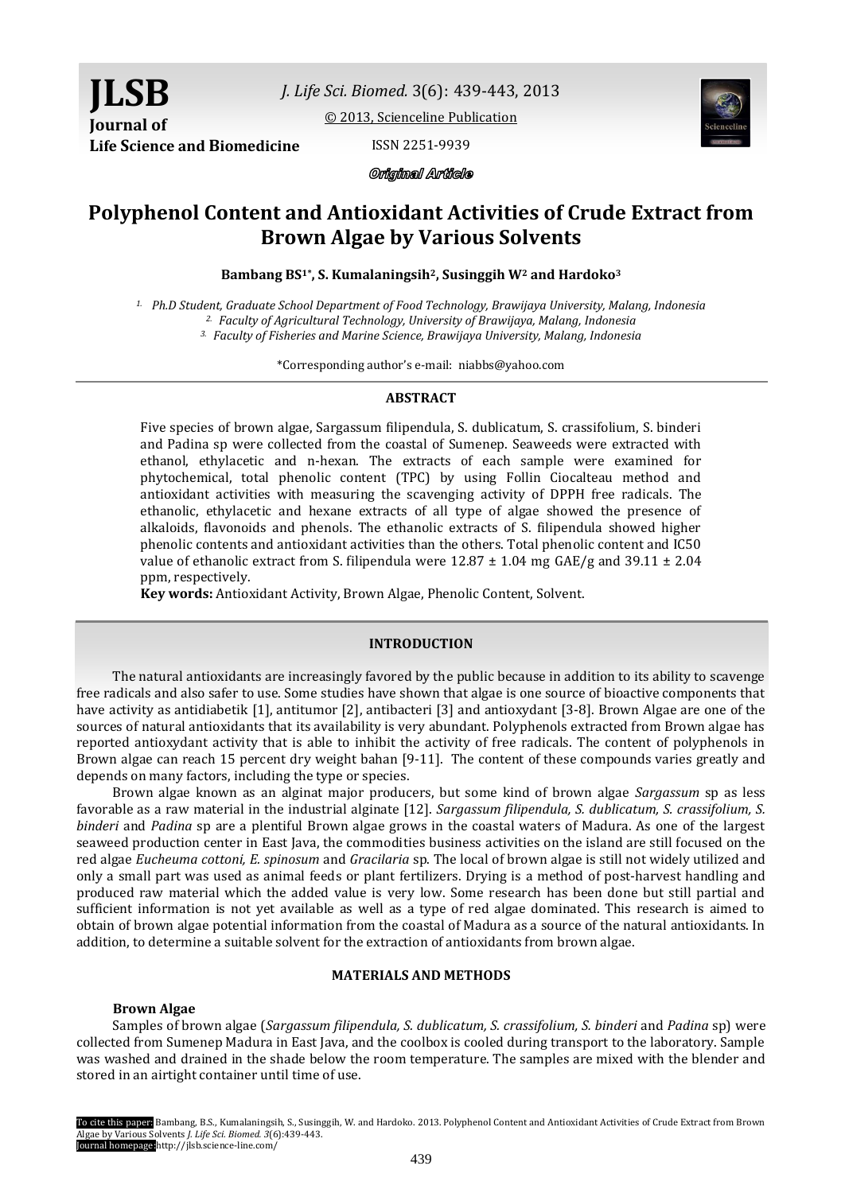Original Article

# Polyphenol Content and Antioxidant Activities of Crude Extract from Brown Algae by Various Solvents

**Bambang BS[1*], S. Kumalaningsih[2], Susinggih W[2] and Hardoko[3]**

*[1.] Ph.D Student, Graduate School Department of Food Technology, Brawijaya University, Malang, Indonesia*
*[2.] Faculty of Agricultural Technology, University of Brawijaya, Malang, Indonesia*
*[3.] Faculty of Fisheries and Marine Science, Brawijaya University, Malang, Indonesia*

*Corresponding author's e-mail: niabbs@yahoo.com

## ABSTRACT

Five species of brown algae, Sargassum filipendula, S. dublicatum, S. crassifolium, S. binderi and Padina sp were collected from the coastal of Sumenep. Seaweeds were extracted with ethanol, ethylacetic and n-hexan. The extracts of each sample were examined for phytochemical, total phenolic content (TPC) by using Follin Ciocalteau method and antioxidant activities with measuring the scavenging activity of DPPH free radicals. The ethanolic, ethylacetic and hexane extracts of all type of algae showed the presence of alkaloids, flavonoids and phenols. The ethanolic extracts of S. filipendula showed higher phenolic contents and antioxidant activities than the others. Total phenolic content and IC50 value of ethanolic extract from S. filipendula were 12.87 ± 1.04 mg GAE/g and 39.11 ± 2.04 ppm, respectively.

**Key words:** Antioxidant Activity, Brown Algae, Phenolic Content, Solvent.

## INTRODUCTION

The natural antioxidants are increasingly favored by the public because in addition to its ability to scavenge free radicals and also safer to use. Some studies have shown that algae is one source of bioactive components that have activity as antidiabetik [1], antitumor [2], antibacteri [3] and antioxydant [3-8]. Brown Algae are one of the sources of natural antioxidants that its availability is very abundant. Polyphenols extracted from Brown algae has reported antioxydant activity that is able to inhibit the activity of free radicals. The content of polyphenols in Brown algae can reach 15 percent dry weight bahan [9-11]. The content of these compounds varies greatly and depends on many factors, including the type or species.

Brown algae known as an alginat major producers, but some kind of brown algae *Sargassum* sp as less favorable as a raw material in the industrial alginate [12]. *Sargassum filipendula, S. dublicatum, S. crassifolium, S. binderi* and *Padina* sp are a plentiful Brown algae grows in the coastal waters of Madura. As one of the largest seaweed production center in East Java, the commodities business activities on the island are still focused on the red algae *Eucheuma cottoni, E. spinosum* and *Gracilaria* sp. The local of brown algae is still not widely utilized and only a small part was used as animal feeds or plant fertilizers. Drying is a method of post-harvest handling and produced raw material which the added value is very low. Some research has been done but still partial and sufficient information is not yet available as well as a type of red algae dominated. This research is aimed to obtain of brown algae potential information from the coastal of Madura as a source of the natural antioxidants. In addition, to determine a suitable solvent for the extraction of antioxidants from brown algae.

## MATERIALS AND METHODS

### Brown Algae

Samples of brown algae (*Sargassum filipendula, S. dublicatum, S. crassifolium, S. binderi* and *Padina* sp) were collected from Sumenep Madura in East Java, and the coolbox is cooled during transport to the laboratory. Sample was washed and drained in the shade below the room temperature. The samples are mixed with the blender and stored in an airtight container until time of use.

To cite this paper: Bambang, B.S., Kumalaningsih, S., Susinggih, W. and Hardoko. 2013. Polyphenol Content and Antioxidant Activities of Crude Extract from Brown Algae by Various Solvents *J. Life Sci. Biomed. 3*(6):439-443.
Journal homepage: http://jlsb.science-line.com/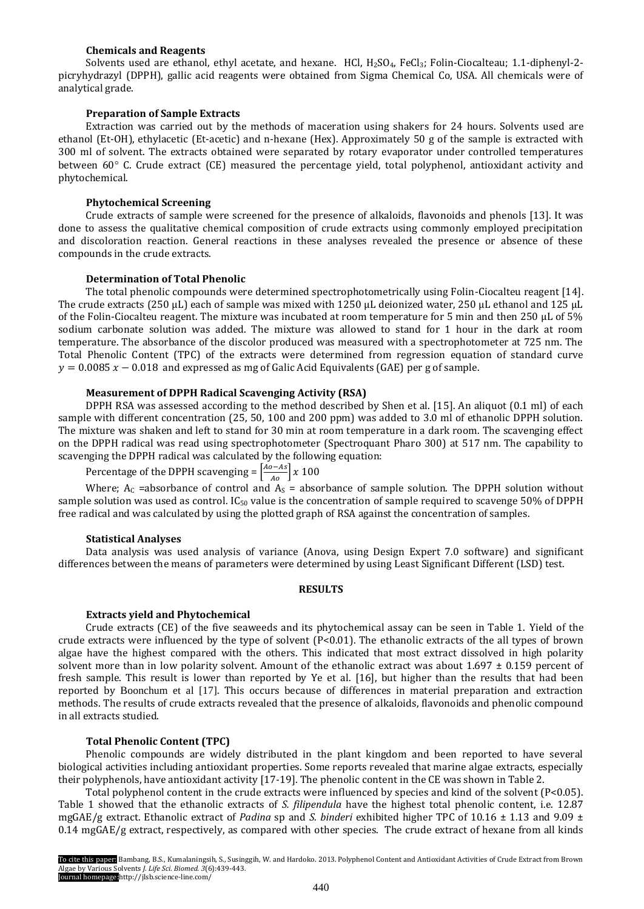### Chemicals and Reagents

Solvents used are ethanol, ethyl acetate, and hexane. HCl, $H_2SO_4$, $FeCl_3$; Folin-Ciocalteau; 1.1-diphenyl-2-picryhydrazyl (DPPH), gallic acid reagents were obtained from Sigma Chemical Co, USA. All chemicals were of analytical grade.

### Preparation of Sample Extracts

Extraction was carried out by the methods of maceration using shakers for 24 hours. Solvents used are ethanol (Et-OH), ethylacetic (Et-acetic) and n-hexane (Hex). Approximately 50 g of the sample is extracted with 300 ml of solvent. The extracts obtained were separated by rotary evaporator under controlled temperatures between 60° C. Crude extract (CE) measured the percentage yield, total polyphenol, antioxidant activity and phytochemical.

### Phytochemical Screening

Crude extracts of sample were screened for the presence of alkaloids, flavonoids and phenols [13]. It was done to assess the qualitative chemical composition of crude extracts using commonly employed precipitation and discoloration reaction. General reactions in these analyses revealed the presence or absence of these compounds in the crude extracts.

### Determination of Total Phenolic

The total phenolic compounds were determined spectrophotometrically using Folin-Ciocalteu reagent [14]. The crude extracts (250 µL) each of sample was mixed with 1250 µL deionized water, 250 µL ethanol and 125 µL of the Folin-Ciocalteu reagent. The mixture was incubated at room temperature for 5 min and then 250 µL of 5% sodium carbonate solution was added. The mixture was allowed to stand for 1 hour in the dark at room temperature. The absorbance of the discolor produced was measured with a spectrophotometer at 725 nm. The Total Phenolic Content (TPC) of the extracts were determined from regression equation of standard curve $y = 0.0085\,x - 0.018$ and expressed as mg of Galic Acid Equivalents (GAE) per g of sample.

### Measurement of DPPH Radical Scavenging Activity (RSA)

DPPH RSA was assessed according to the method described by Shen et al. [15]. An aliquot (0.1 ml) of each sample with different concentration (25, 50, 100 and 200 ppm) was added to 3.0 ml of ethanolic DPPH solution. The mixture was shaken and left to stand for 30 min at room temperature in a dark room. The scavenging effect on the DPPH radical was read using spectrophotometer (Spectroquant Pharo 300) at 517 nm. The capability to scavenging the DPPH radical was calculated by the following equation:

Percentage of the DPPH scavenging = $\left[\frac{Ao-As}{Ao}\right] x\ 100$

Where; $A_C$ =absorbance of control and $A_S$ = absorbance of sample solution. The DPPH solution without sample solution was used as control. $IC_{50}$ value is the concentration of sample required to scavenge 50% of DPPH free radical and was calculated by using the plotted graph of RSA against the concentration of samples.

### Statistical Analyses

Data analysis was used analysis of variance (Anova, using Design Expert 7.0 software) and significant differences between the means of parameters were determined by using Least Significant Different (LSD) test.

## RESULTS

### Extracts yield and Phytochemical

Crude extracts (CE) of the five seaweeds and its phytochemical assay can be seen in Table 1. Yield of the crude extracts were influenced by the type of solvent ($P<0.01$). The ethanolic extracts of the all types of brown algae have the highest compared with the others. This indicated that most extract dissolved in high polarity solvent more than in low polarity solvent. Amount of the ethanolic extract was about 1.697 ± 0.159 percent of fresh sample. This result is lower than reported by Ye et al. [16], but higher than the results that had been reported by Boonchum et al [17]. This occurs because of differences in material preparation and extraction methods. The results of crude extracts revealed that the presence of alkaloids, flavonoids and phenolic compound in all extracts studied.

### Total Phenolic Content (TPC)

Phenolic compounds are widely distributed in the plant kingdom and been reported to have several biological activities including antioxidant properties. Some reports revealed that marine algae extracts, especially their polyphenols, have antioxidant activity [17-19]. The phenolic content in the CE was shown in Table 2.

Total polyphenol content in the crude extracts were influenced by species and kind of the solvent ($P<0.05$). Table 1 showed that the ethanolic extracts of *S. filipendula* have the highest total phenolic content, i.e. 12.87 mgGAE/g extract. Ethanolic extract of *Padina* sp and *S. binderi* exhibited higher TPC of 10.16 ± 1.13 and 9.09 ± 0.14 mgGAE/g extract, respectively, as compared with other species. The crude extract of hexane from all kinds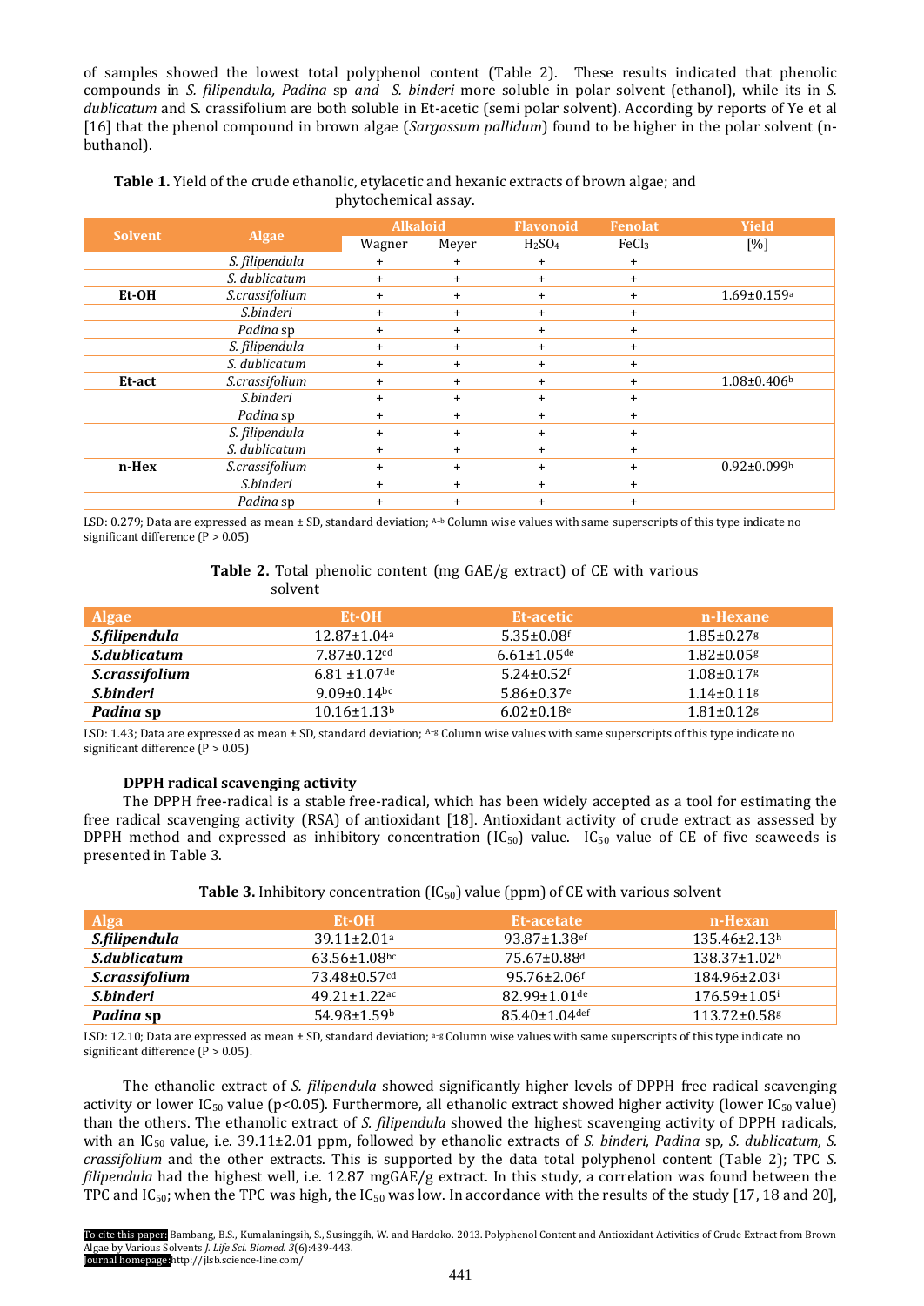of samples showed the lowest total polyphenol content (Table 2). These results indicated that phenolic compounds in *S. filipendula, Padina* sp *and S. binderi* more soluble in polar solvent (ethanol), while its in *S. dublicatum* and S. crassifolium are both soluble in Et-acetic (semi polar solvent). According by reports of Ye et al [16] that the phenol compound in brown algae (*Sargassum pallidum*) found to be higher in the polar solvent (n-buthanol).

**Table 1.** Yield of the crude ethanolic, etylacetic and hexanic extracts of brown algae; and phytochemical assay.

| Solvent | Algae | Alkaloid | | Flavonoid | Fenolat | Yield |
|---|---|---|---|---|---|---|
| | | Wagner | Meyer | $H_2SO_4$ | $FeCl_3$ | [%] |
| | *S. filipendula* | + | + | + | + | |
| | *S. dublicatum* | + | + | + | + | |
| **Et-OH** | *S.crassifolium* | + | + | + | + | 1.69±0.159[a] |
| | *S.binderi* | + | + | + | + | |
| | *Padina* sp | + | + | + | + | |
| | *S. filipendula* | + | + | + | + | |
| | *S. dublicatum* | + | + | + | + | |
| **Et-act** | *S.crassifolium* | + | + | + | + | 1.08±0.406[b] |
| | *S.binderi* | + | + | + | + | |
| | *Padina* sp | + | + | + | + | |
| | *S. filipendula* | + | + | + | + | |
| | *S. dublicatum* | + | + | + | + | |
| **n-Hex** | *S.crassifolium* | + | + | + | + | 0.92±0.099[b] |
| | *S.binderi* | + | + | + | + | |
| | *Padina* sp | + | + | + | + | |

LSD: 0.279; Data are expressed as mean ± SD, standard deviation; [A-b] Column wise values with same superscripts of this type indicate no significant difference (P > 0.05)

**Table 2.** Total phenolic content (mg GAE/g extract) of CE with various solvent

| Algae | Et-OH | Et-acetic | n-Hexane |
|---|---|---|---|
| ***S.filipendula*** | 12.87±1.04[a] | 5.35±0.08[f] | 1.85±0.27[g] |
| ***S.dublicatum*** | 7.87±0.12[cd] | 6.61±1.05[de] | 1.82±0.05[g] |
| ***S.crassifolium*** | 6.81 ±1.07[de] | 5.24±0.52[f] | 1.08±0.17[g] |
| ***S.binderi*** | 9.09±0.14[bc] | 5.86±0.37[e] | 1.14±0.11[g] |
| ***Padina* sp** | 10.16±1.13[b] | 6.02±0.18[e] | 1.81±0.12[g] |

LSD: 1.43; Data are expressed as mean ± SD, standard deviation; [A-g] Column wise values with same superscripts of this type indicate no significant difference (P > 0.05)

### DPPH radical scavenging activity

The DPPH free-radical is a stable free-radical, which has been widely accepted as a tool for estimating the free radical scavenging activity (RSA) of antioxidant [18]. Antioxidant activity of crude extract as assessed by DPPH method and expressed as inhibitory concentration ($IC_{50}$) value. $IC_{50}$ value of CE of five seaweeds is presented in Table 3.

**Table 3.** Inhibitory concentration ($IC_{50}$) value (ppm) of CE with various solvent

| Alga | Et-OH | Et-acetate | n-Hexan |
|---|---|---|---|
| ***S.filipendula*** | 39.11±2.01[a] | 93.87±1.38[ef] | 135.46±2.13[h] |
| ***S.dublicatum*** | 63.56±1.08[bc] | 75.67±0.88[d] | 138.37±1.02[h] |
| ***S.crassifolium*** | 73.48±0.57[cd] | 95.76±2.06[f] | 184.96±2.03[i] |
| ***S.binderi*** | 49.21±1.22[ac] | 82.99±1.01[de] | 176.59±1.05[i] |
| ***Padina* sp** | 54.98±1.59[b] | 85.40±1.04[def] | 113.72±0.58[g] |

LSD: 12.10; Data are expressed as mean ± SD, standard deviation; [a-g] Column wise values with same superscripts of this type indicate no significant difference (P > 0.05).

The ethanolic extract of *S. filipendula* showed significantly higher levels of DPPH free radical scavenging activity or lower $IC_{50}$ value ($p<0.05$). Furthermore, all ethanolic extract showed higher activity (lower $IC_{50}$ value) than the others. The ethanolic extract of *S. filipendula* showed the highest scavenging activity of DPPH radicals, with an $IC_{50}$ value, i.e. 39.11±2.01 ppm, followed by ethanolic extracts of *S. binderi, Padina* sp*, S. dublicatum, S. crassifolium* and the other extracts. This is supported by the data total polyphenol content (Table 2); TPC *S. filipendula* had the highest well, i.e. 12.87 mgGAE/g extract. In this study, a correlation was found between the TPC and $IC_{50}$; when the TPC was high, the $IC_{50}$ was low. In accordance with the results of the study [17, 18 and 20],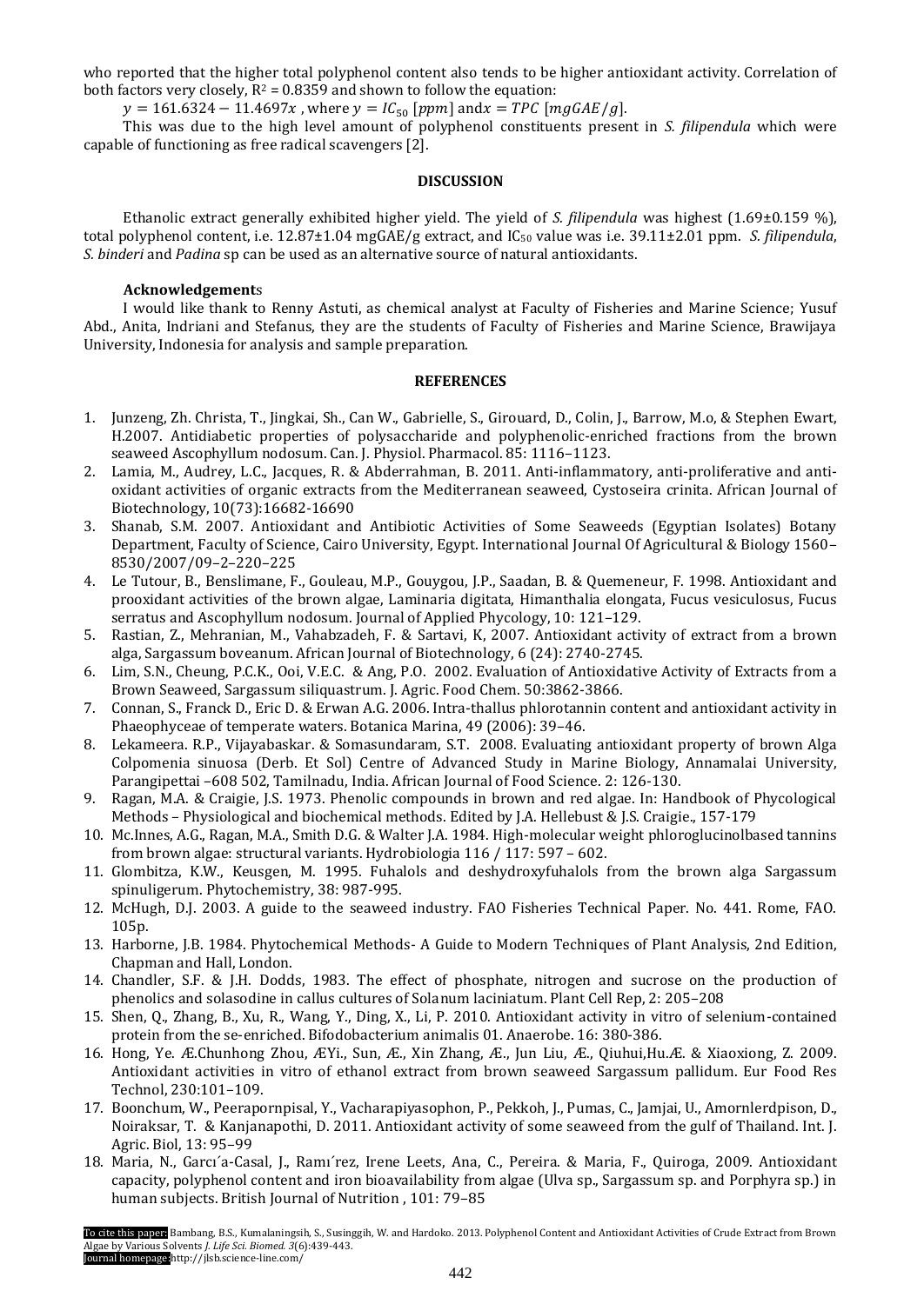who reported that the higher total polyphenol content also tends to be higher antioxidant activity. Correlation of both factors very closely, $R^2 = 0.8359$ and shown to follow the equation:

$y = 161.6324 - 11.4697x$ , where $y = IC_{50}$ [$ppm$] and$x = TPC$ [$mgGAE/g$].

This was due to the high level amount of polyphenol constituents present in *S. filipendula* which were capable of functioning as free radical scavengers [2].

## DISCUSSION

Ethanolic extract generally exhibited higher yield. The yield of *S. filipendula* was highest (1.69±0.159 %), total polyphenol content, i.e. 12.87±1.04 mgGAE/g extract, and $IC_{50}$ value was i.e. 39.11±2.01 ppm. *S. filipendula*, *S. binderi* and *Padina* sp can be used as an alternative source of natural antioxidants.

### Acknowledgements

I would like thank to Renny Astuti, as chemical analyst at Faculty of Fisheries and Marine Science; Yusuf Abd., Anita, Indriani and Stefanus, they are the students of Faculty of Fisheries and Marine Science, Brawijaya University, Indonesia for analysis and sample preparation.

## REFERENCES

1. Junzeng, Zh. Christa, T., Jingkai, Sh., Can W., Gabrielle, S., Girouard, D., Colin, J., Barrow, M.o, & Stephen Ewart, H.2007. Antidiabetic properties of polysaccharide and polyphenolic-enriched fractions from the brown seaweed Ascophyllum nodosum. Can. J. Physiol. Pharmacol. 85: 1116–1123.
2. Lamia, M., Audrey, L.C., Jacques, R. & Abderrahman, B. 2011. Anti-inflammatory, anti-proliferative and anti-oxidant activities of organic extracts from the Mediterranean seaweed, Cystoseira crinita. African Journal of Biotechnology, 10(73):16682-16690
3. Shanab, S.M. 2007. Antioxidant and Antibiotic Activities of Some Seaweeds (Egyptian Isolates) Botany Department, Faculty of Science, Cairo University, Egypt. International Journal Of Agricultural & Biology 1560–8530/2007/09–2–220–225
4. Le Tutour, B., Benslimane, F., Gouleau, M.P., Gouygou, J.P., Saadan, B. & Quemeneur, F. 1998. Antioxidant and prooxidant activities of the brown algae, Laminaria digitata, Himanthalia elongata, Fucus vesiculosus, Fucus serratus and Ascophyllum nodosum. Journal of Applied Phycology, 10: 121–129.
5. Rastian, Z., Mehranian, M., Vahabzadeh, F. & Sartavi, K, 2007. Antioxidant activity of extract from a brown alga, Sargassum boveanum. African Journal of Biotechnology, 6 (24): 2740-2745.
6. Lim, S.N., Cheung, P.C.K., Ooi, V.E.C. & Ang, P.O. 2002. Evaluation of Antioxidative Activity of Extracts from a Brown Seaweed, Sargassum siliquastrum. J. Agric. Food Chem. 50:3862-3866.
7. Connan, S., Franck D., Eric D. & Erwan A.G. 2006. Intra-thallus phlorotannin content and antioxidant activity in Phaeophyceae of temperate waters. Botanica Marina, 49 (2006): 39–46.
8. Lekameera. R.P., Vijayabaskar. & Somasundaram, S.T. 2008. Evaluating antioxidant property of brown Alga Colpomenia sinuosa (Derb. Et Sol) Centre of Advanced Study in Marine Biology, Annamalai University, Parangipettai –608 502, Tamilnadu, India. African Journal of Food Science. 2: 126-130.
9. Ragan, M.A. & Craigie, J.S. 1973. Phenolic compounds in brown and red algae. In: Handbook of Phycological Methods – Physiological and biochemical methods. Edited by J.A. Hellebust & J.S. Craigie., 157-179
10. Mc.Innes, A.G., Ragan, M.A., Smith D.G. & Walter J.A. 1984. High-molecular weight phloroglucinolbased tannins from brown algae: structural variants. Hydrobiologia 116 / 117: 597 – 602.
11. Glombitza, K.W., Keusgen, M. 1995. Fuhalols and deshydroxyfuhalols from the brown alga Sargassum spinuligerum. Phytochemistry, 38: 987-995.
12. McHugh, D.J. 2003. A guide to the seaweed industry. FAO Fisheries Technical Paper. No. 441. Rome, FAO. 105p.
13. Harborne, J.B. 1984. Phytochemical Methods- A Guide to Modern Techniques of Plant Analysis, 2nd Edition, Chapman and Hall, London.
14. Chandler, S.F. & J.H. Dodds, 1983. The effect of phosphate, nitrogen and sucrose on the production of phenolics and solasodine in callus cultures of Solanum laciniatum. Plant Cell Rep, 2: 205–208
15. Shen, Q., Zhang, B., Xu, R., Wang, Y., Ding, X., Li, P. 2010. Antioxidant activity in vitro of selenium-contained protein from the se-enriched. Bifodobacterium animalis 01. Anaerobe. 16: 380-386.
16. Hong, Ye. Æ.Chunhong Zhou, ÆYi., Sun, Æ., Xin Zhang, Æ., Jun Liu, Æ., Qiuhui,Hu.Æ. & Xiaoxiong, Z. 2009. Antioxidant activities in vitro of ethanol extract from brown seaweed Sargassum pallidum. Eur Food Res Technol, 230:101–109.
17. Boonchum, W., Peerapornpisal, Y., Vacharapiyasophon, P., Pekkoh, J., Pumas, C., Jamjai, U., Amornlerdpison, D., Noiraksar, T. & Kanjanapothi, D. 2011. Antioxidant activity of some seaweed from the gulf of Thailand. Int. J. Agric. Biol, 13: 95–99
18. Maria, N., Garcı´a-Casal, J., Ramı´rez, Irene Leets, Ana, C., Pereira. & Maria, F., Quiroga, 2009. Antioxidant capacity, polyphenol content and iron bioavailability from algae (Ulva sp., Sargassum sp. and Porphyra sp.) in human subjects. British Journal of Nutrition , 101: 79–85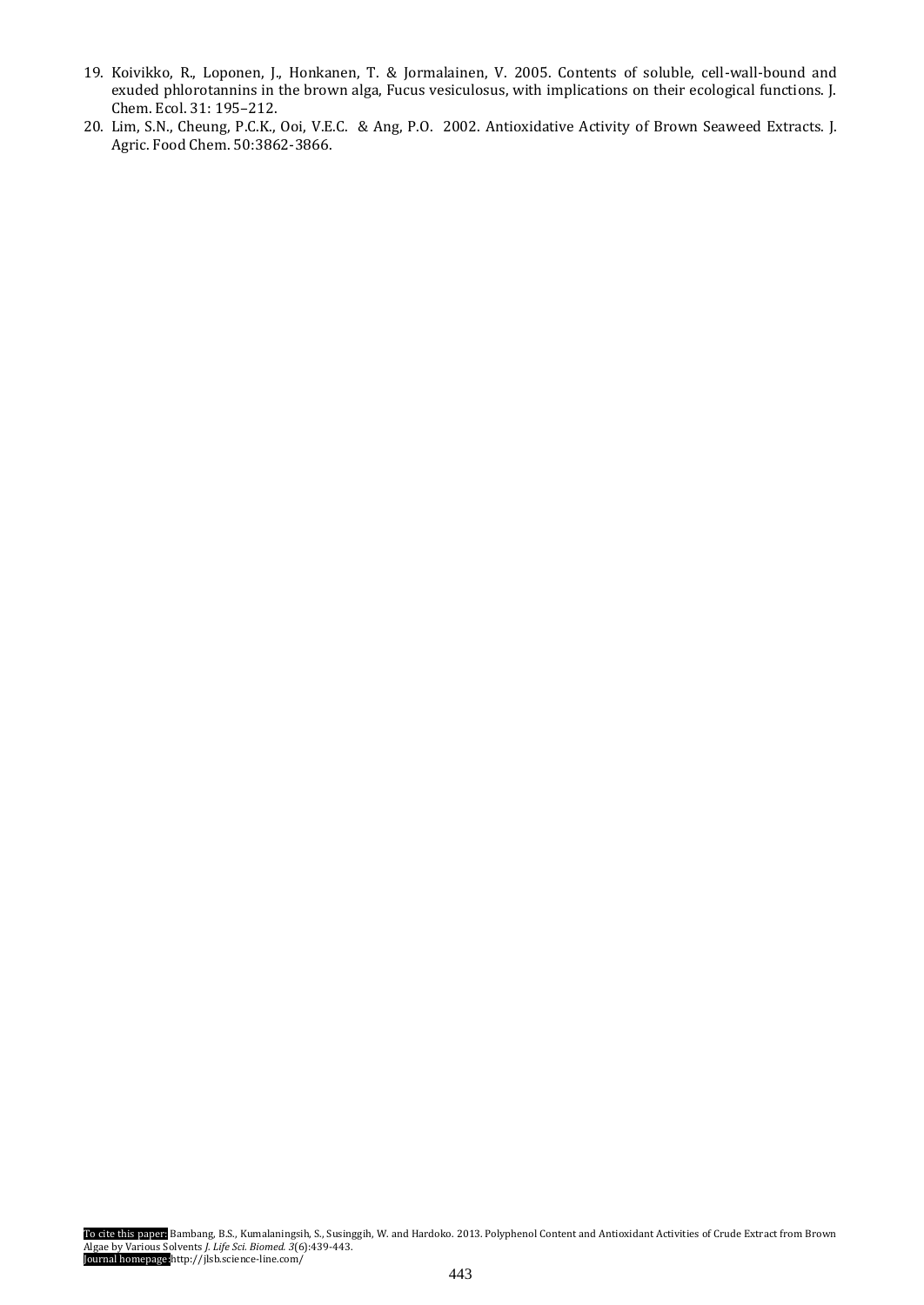19. Koivikko, R., Loponen, J., Honkanen, T. & Jormalainen, V. 2005. Contents of soluble, cell-wall-bound and exuded phlorotannins in the brown alga, Fucus vesiculosus, with implications on their ecological functions. J. Chem. Ecol. 31: 195–212.
20. Lim, S.N., Cheung, P.C.K., Ooi, V.E.C. & Ang, P.O. 2002. Antioxidative Activity of Brown Seaweed Extracts. J. Agric. Food Chem. 50:3862-3866.